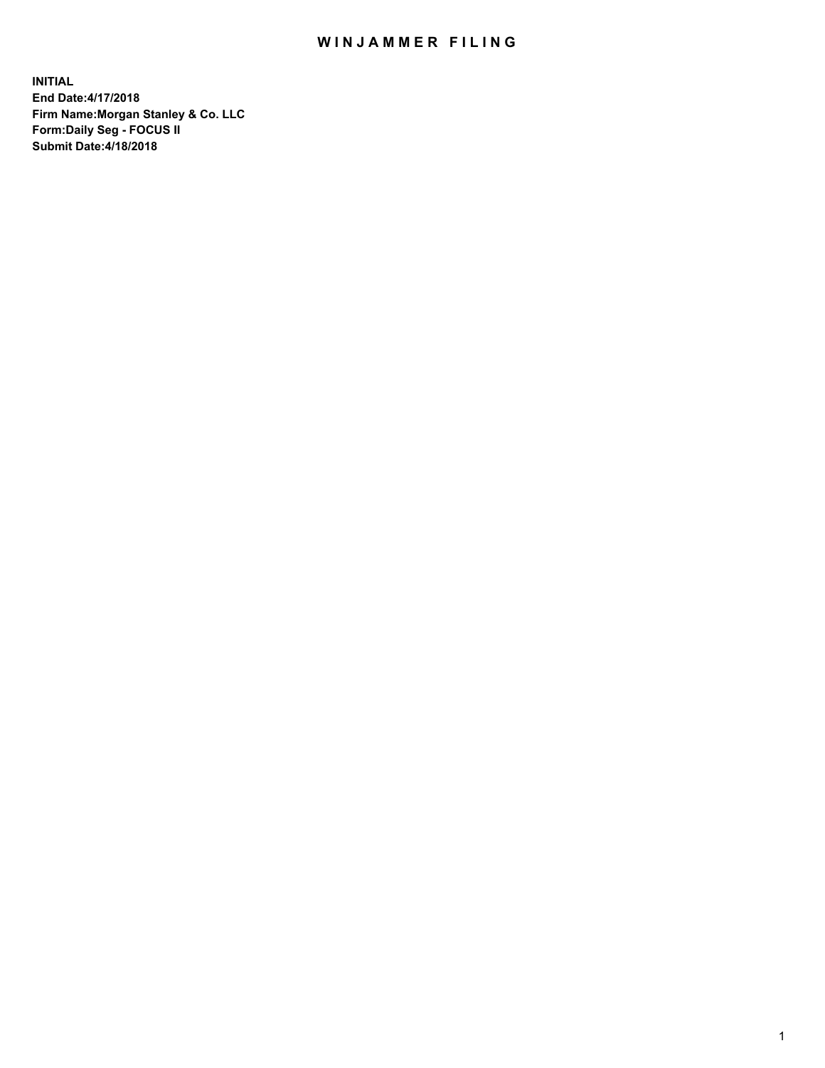# WINJAMMER FILING

**INITIAL**
**End Date:4/17/2018**
**Firm Name:Morgan Stanley & Co. LLC**
**Form:Daily Seg - FOCUS II**
**Submit Date:4/18/2018**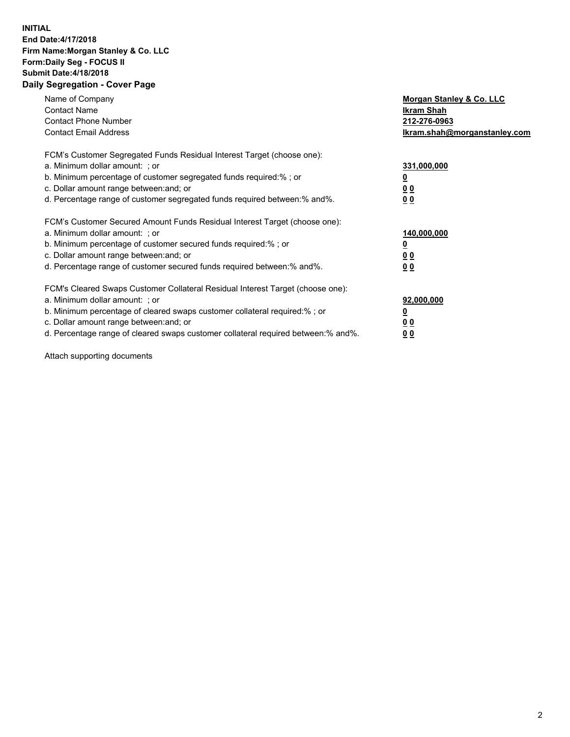**INITIAL**
**End Date:4/17/2018**
**Firm Name:Morgan Stanley & Co. LLC**
**Form:Daily Seg - FOCUS II**
**Submit Date:4/18/2018**

## Daily Segregation - Cover Page

| | |
|---|---|
| Name of Company | **Morgan Stanley & Co. LLC** |
| Contact Name | **Ikram Shah** |
| Contact Phone Number | **212-276-0963** |
| Contact Email Address | **Ikram.shah@morganstanley.com** |

FCM's Customer Segregated Funds Residual Interest Target (choose one):

| | |
|---|---|
| a. Minimum dollar amount: ; or | **331,000,000** |
| b. Minimum percentage of customer segregated funds required:% ; or | **0** |
| c. Dollar amount range between:and; or | **0 0** |
| d. Percentage range of customer segregated funds required between:% and%. | **0 0** |

FCM's Customer Secured Amount Funds Residual Interest Target (choose one):

| | |
|---|---|
| a. Minimum dollar amount: ; or | **140,000,000** |
| b. Minimum percentage of customer secured funds required:% ; or | **0** |
| c. Dollar amount range between:and; or | **0 0** |
| d. Percentage range of customer secured funds required between:% and%. | **0 0** |

FCM's Cleared Swaps Customer Collateral Residual Interest Target (choose one):

| | |
|---|---|
| a. Minimum dollar amount: ; or | **92,000,000** |
| b. Minimum percentage of cleared swaps customer collateral required:% ; or | **0** |
| c. Dollar amount range between:and; or | **0 0** |
| d. Percentage range of cleared swaps customer collateral required between:% and%. | **0 0** |

Attach supporting documents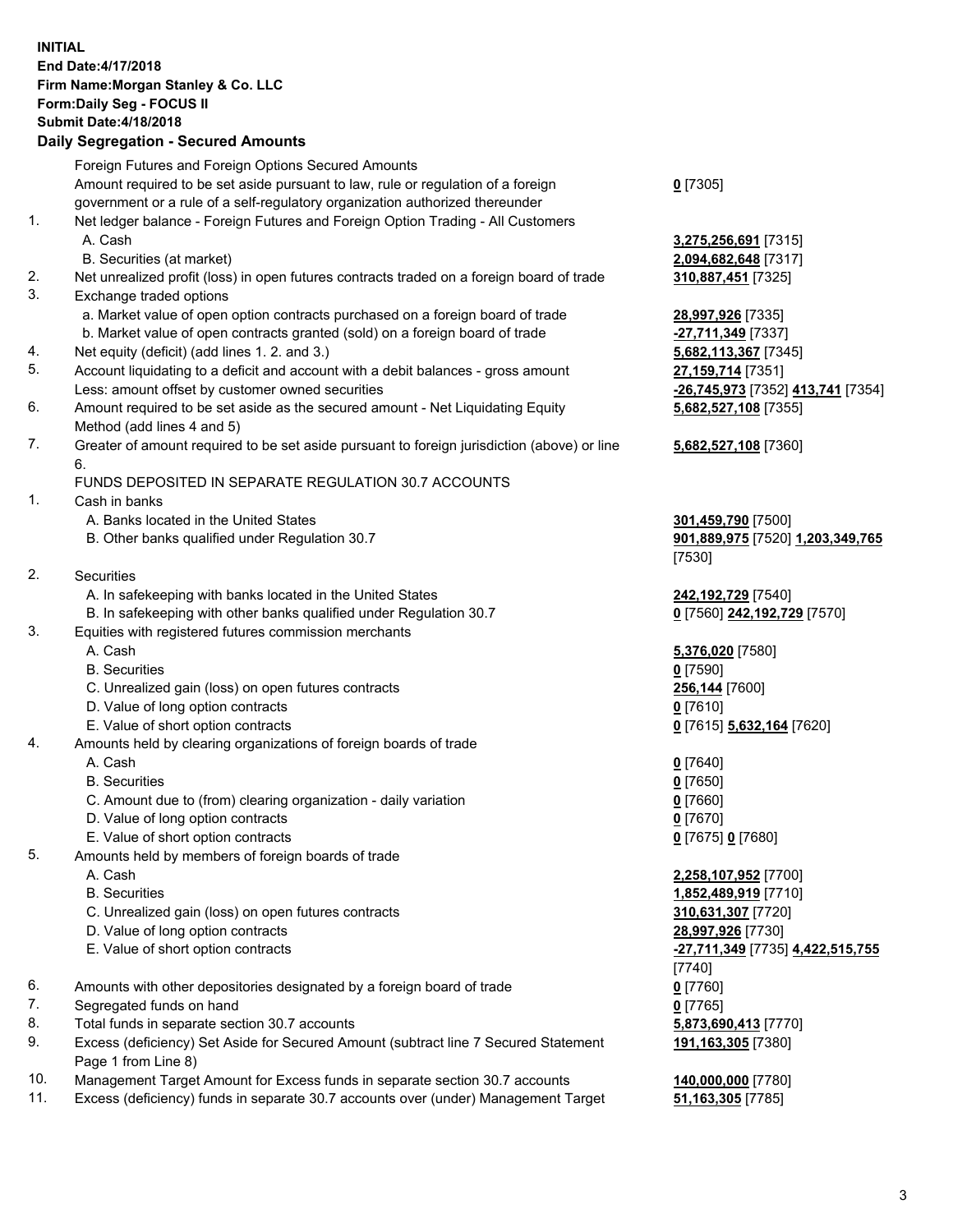**INITIAL**
**End Date:4/17/2018**
**Firm Name:Morgan Stanley & Co. LLC**
**Form:Daily Seg - FOCUS II**
**Submit Date:4/18/2018**

**Daily Segregation - Secured Amounts**

| | | |
|---|---|---|
| | Foreign Futures and Foreign Options Secured Amounts | |
| | Amount required to be set aside pursuant to law, rule or regulation of a foreign government or a rule of a self-regulatory organization authorized thereunder | **0** [7305] |
| 1. | Net ledger balance - Foreign Futures and Foreign Option Trading - All Customers | |
| | A. Cash | **3,275,256,691** [7315] |
| | B. Securities (at market) | **2,094,682,648** [7317] |
| 2. | Net unrealized profit (loss) in open futures contracts traded on a foreign board of trade | **310,887,451** [7325] |
| 3. | Exchange traded options | |
| | a. Market value of open option contracts purchased on a foreign board of trade | **28,997,926** [7335] |
| | b. Market value of open contracts granted (sold) on a foreign board of trade | **-27,711,349** [7337] |
| 4. | Net equity (deficit) (add lines 1. 2. and 3.) | **5,682,113,367** [7345] |
| 5. | Account liquidating to a deficit and account with a debit balances - gross amount | **27,159,714** [7351] |
| | Less: amount offset by customer owned securities | **-26,745,973** [7352] **413,741** [7354] |
| 6. | Amount required to be set aside as the secured amount - Net Liquidating Equity Method (add lines 4 and 5) | **5,682,527,108** [7355] |
| 7. | Greater of amount required to be set aside pursuant to foreign jurisdiction (above) or line 6. | **5,682,527,108** [7360] |
| | FUNDS DEPOSITED IN SEPARATE REGULATION 30.7 ACCOUNTS | |
| 1. | Cash in banks | |
| | A. Banks located in the United States | **301,459,790** [7500] |
| | B. Other banks qualified under Regulation 30.7 | **901,889,975** [7520] **1,203,349,765** [7530] |
| 2. | Securities | |
| | A. In safekeeping with banks located in the United States | **242,192,729** [7540] |
| | B. In safekeeping with other banks qualified under Regulation 30.7 | **0** [7560] **242,192,729** [7570] |
| 3. | Equities with registered futures commission merchants | |
| | A. Cash | **5,376,020** [7580] |
| | B. Securities | **0** [7590] |
| | C. Unrealized gain (loss) on open futures contracts | **256,144** [7600] |
| | D. Value of long option contracts | **0** [7610] |
| | E. Value of short option contracts | **0** [7615] **5,632,164** [7620] |
| 4. | Amounts held by clearing organizations of foreign boards of trade | |
| | A. Cash | **0** [7640] |
| | B. Securities | **0** [7650] |
| | C. Amount due to (from) clearing organization - daily variation | **0** [7660] |
| | D. Value of long option contracts | **0** [7670] |
| | E. Value of short option contracts | **0** [7675] **0** [7680] |
| 5. | Amounts held by members of foreign boards of trade | |
| | A. Cash | **2,258,107,952** [7700] |
| | B. Securities | **1,852,489,919** [7710] |
| | C. Unrealized gain (loss) on open futures contracts | **310,631,307** [7720] |
| | D. Value of long option contracts | **28,997,926** [7730] |
| | E. Value of short option contracts | **-27,711,349** [7735] **4,422,515,755** [7740] |
| 6. | Amounts with other depositories designated by a foreign board of trade | **0** [7760] |
| 7. | Segregated funds on hand | **0** [7765] |
| 8. | Total funds in separate section 30.7 accounts | **5,873,690,413** [7770] |
| 9. | Excess (deficiency) Set Aside for Secured Amount (subtract line 7 Secured Statement Page 1 from Line 8) | **191,163,305** [7380] |
| 10. | Management Target Amount for Excess funds in separate section 30.7 accounts | **140,000,000** [7780] |
| 11. | Excess (deficiency) funds in separate 30.7 accounts over (under) Management Target | **51,163,305** [7785] |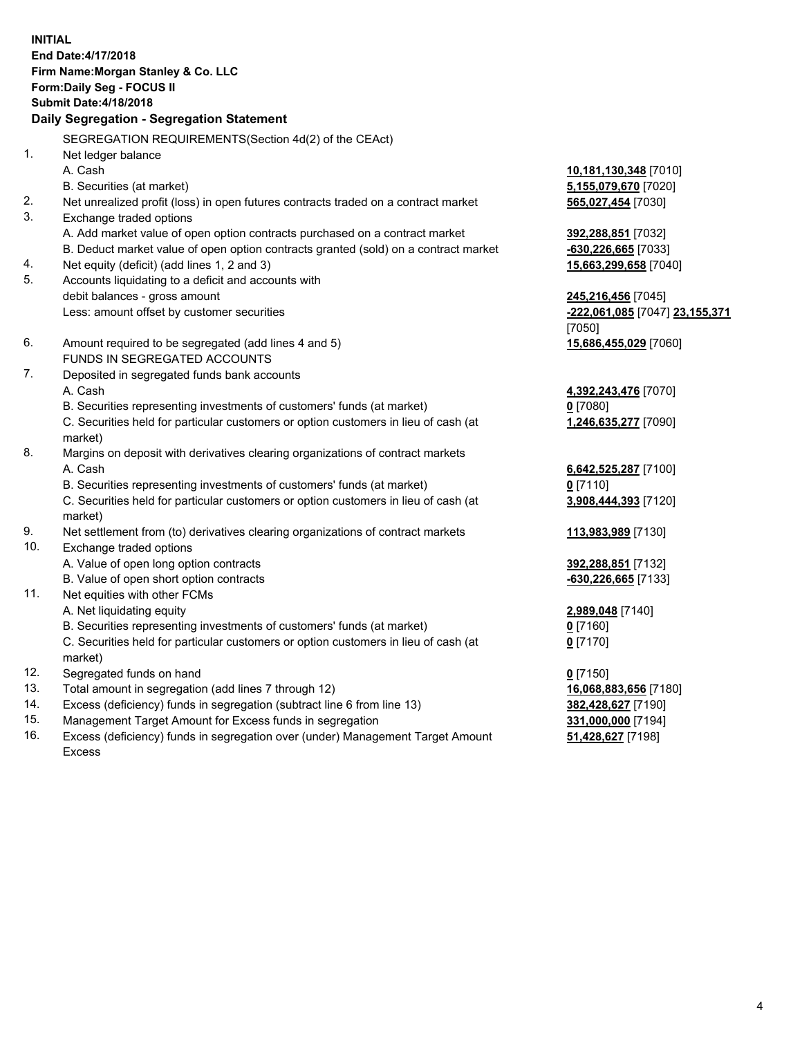**INITIAL**
**End Date:4/17/2018**
**Firm Name:Morgan Stanley & Co. LLC**
**Form:Daily Seg - FOCUS II**
**Submit Date:4/18/2018**

## Daily Segregation - Segregation Statement

| | | |
|---|---|---|
| | SEGREGATION REQUIREMENTS(Section 4d(2) of the CEAct) | |
| 1. | Net ledger balance | |
| | A. Cash | **10,181,130,348** [7010] |
| | B. Securities (at market) | **5,155,079,670** [7020] |
| 2. | Net unrealized profit (loss) in open futures contracts traded on a contract market | **565,027,454** [7030] |
| 3. | Exchange traded options | |
| | A. Add market value of open option contracts purchased on a contract market | **392,288,851** [7032] |
| | B. Deduct market value of open option contracts granted (sold) on a contract market | **-630,226,665** [7033] |
| 4. | Net equity (deficit) (add lines 1, 2 and 3) | **15,663,299,658** [7040] |
| 5. | Accounts liquidating to a deficit and accounts with debit balances - gross amount | **245,216,456** [7045] |
| | Less: amount offset by customer securities | **-222,061,085** [7047] **23,155,371** [7050] |
| 6. | Amount required to be segregated (add lines 4 and 5) | **15,686,455,029** [7060] |
| | FUNDS IN SEGREGATED ACCOUNTS | |
| 7. | Deposited in segregated funds bank accounts | |
| | A. Cash | **4,392,243,476** [7070] |
| | B. Securities representing investments of customers' funds (at market) | **0** [7080] |
| | C. Securities held for particular customers or option customers in lieu of cash (at market) | **1,246,635,277** [7090] |
| 8. | Margins on deposit with derivatives clearing organizations of contract markets | |
| | A. Cash | **6,642,525,287** [7100] |
| | B. Securities representing investments of customers' funds (at market) | **0** [7110] |
| | C. Securities held for particular customers or option customers in lieu of cash (at market) | **3,908,444,393** [7120] |
| 9. | Net settlement from (to) derivatives clearing organizations of contract markets | **113,983,989** [7130] |
| 10. | Exchange traded options | |
| | A. Value of open long option contracts | **392,288,851** [7132] |
| | B. Value of open short option contracts | **-630,226,665** [7133] |
| 11. | Net equities with other FCMs | |
| | A. Net liquidating equity | **2,989,048** [7140] |
| | B. Securities representing investments of customers' funds (at market) | **0** [7160] |
| | C. Securities held for particular customers or option customers in lieu of cash (at market) | **0** [7170] |
| 12. | Segregated funds on hand | **0** [7150] |
| 13. | Total amount in segregation (add lines 7 through 12) | **16,068,883,656** [7180] |
| 14. | Excess (deficiency) funds in segregation (subtract line 6 from line 13) | **382,428,627** [7190] |
| 15. | Management Target Amount for Excess funds in segregation | **331,000,000** [7194] |
| 16. | Excess (deficiency) funds in segregation over (under) Management Target Amount Excess | **51,428,627** [7198] |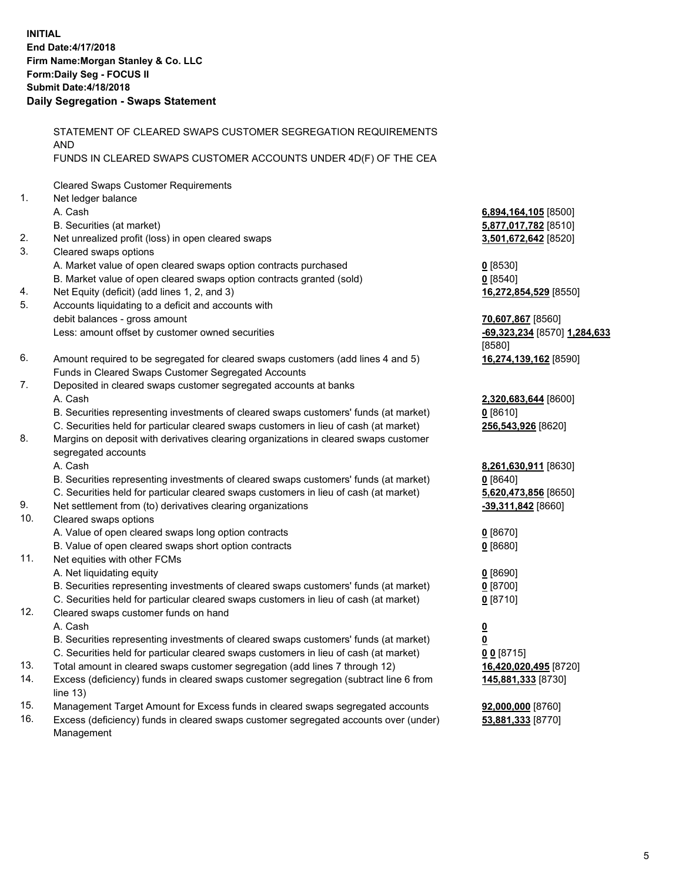**INITIAL**
**End Date:4/17/2018**
**Firm Name:Morgan Stanley & Co. LLC**
**Form:Daily Seg - FOCUS II**
**Submit Date:4/18/2018**
**Daily Segregation - Swaps Statement**

STATEMENT OF CLEARED SWAPS CUSTOMER SEGREGATION REQUIREMENTS AND FUNDS IN CLEARED SWAPS CUSTOMER ACCOUNTS UNDER 4D(F) OF THE CEA

| | | |
|---|---|---|
| | Cleared Swaps Customer Requirements | |
| 1. | Net ledger balance | |
| | A. Cash | **6,894,164,105** [8500] |
| | B. Securities (at market) | **5,877,017,782** [8510] |
| 2. | Net unrealized profit (loss) in open cleared swaps | **3,501,672,642** [8520] |
| 3. | Cleared swaps options | |
| | A. Market value of open cleared swaps option contracts purchased | **0** [8530] |
| | B. Market value of open cleared swaps option contracts granted (sold) | **0** [8540] |
| 4. | Net Equity (deficit) (add lines 1, 2, and 3) | **16,272,854,529** [8550] |
| 5. | Accounts liquidating to a deficit and accounts with debit balances - gross amount | **70,607,867** [8560] |
| | Less: amount offset by customer owned securities | **-69,323,234** [8570] **1,284,633** [8580] |
| 6. | Amount required to be segregated for cleared swaps customers (add lines 4 and 5) | **16,274,139,162** [8590] |
| | Funds in Cleared Swaps Customer Segregated Accounts | |
| 7. | Deposited in cleared swaps customer segregated accounts at banks | |
| | A. Cash | **2,320,683,644** [8600] |
| | B. Securities representing investments of cleared swaps customers' funds (at market) | **0** [8610] |
| | C. Securities held for particular cleared swaps customers in lieu of cash (at market) | **256,543,926** [8620] |
| 8. | Margins on deposit with derivatives clearing organizations in cleared swaps customer segregated accounts | |
| | A. Cash | **8,261,630,911** [8630] |
| | B. Securities representing investments of cleared swaps customers' funds (at market) | **0** [8640] |
| | C. Securities held for particular cleared swaps customers in lieu of cash (at market) | **5,620,473,856** [8650] |
| 9. | Net settlement from (to) derivatives clearing organizations | **-39,311,842** [8660] |
| 10. | Cleared swaps options | |
| | A. Value of open cleared swaps long option contracts | **0** [8670] |
| | B. Value of open cleared swaps short option contracts | **0** [8680] |
| 11. | Net equities with other FCMs | |
| | A. Net liquidating equity | **0** [8690] |
| | B. Securities representing investments of cleared swaps customers' funds (at market) | **0** [8700] |
| | C. Securities held for particular cleared swaps customers in lieu of cash (at market) | **0** [8710] |
| 12. | Cleared swaps customer funds on hand | |
| | A. Cash | **0** |
| | B. Securities representing investments of cleared swaps customers' funds (at market) | **0** |
| | C. Securities held for particular cleared swaps customers in lieu of cash (at market) | **0** **0** [8715] |
| 13. | Total amount in cleared swaps customer segregation (add lines 7 through 12) | **16,420,020,495** [8720] |
| 14. | Excess (deficiency) funds in cleared swaps customer segregation (subtract line 6 from line 13) | **145,881,333** [8730] |
| 15. | Management Target Amount for Excess funds in cleared swaps segregated accounts | **92,000,000** [8760] |
| 16. | Excess (deficiency) funds in cleared swaps customer segregated accounts over (under) Management | **53,881,333** [8770] |